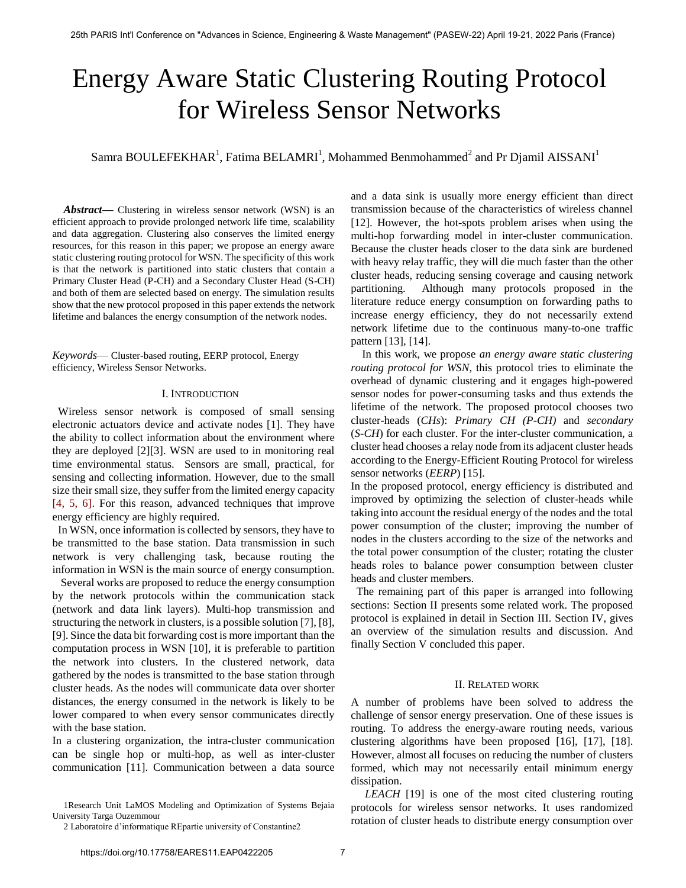# Energy Aware Static Clustering Routing Protocol for Wireless Sensor Networks

Samra BOULEFEKHAR[1], Fatima BELAMRI[1], Mohammed Benmohammed[2] and Pr Djamil AISSANI[1]

***Abstract—*** Clustering in wireless sensor network (WSN) is an efficient approach to provide prolonged network life time, scalability and data aggregation. Clustering also conserves the limited energy resources, for this reason in this paper; we propose an energy aware static clustering routing protocol for WSN. The specificity of this work is that the network is partitioned into static clusters that contain a Primary Cluster Head (P-CH) and a Secondary Cluster Head (S-CH) and both of them are selected based on energy. The simulation results show that the new protocol proposed in this paper extends the network lifetime and balances the energy consumption of the network nodes.

*Keywords*— Cluster-based routing, EERP protocol, Energy efficiency, Wireless Sensor Networks.

## I. Introduction

Wireless sensor network is composed of small sensing electronic actuators device and activate nodes [1]. They have the ability to collect information about the environment where they are deployed [2][3]. WSN are used to in monitoring real time environmental status. Sensors are small, practical, for sensing and collecting information. However, due to the small size their small size, they suffer from the limited energy capacity [4, 5, 6]. For this reason, advanced techniques that improve energy efficiency are highly required.

In WSN, once information is collected by sensors, they have to be transmitted to the base station. Data transmission in such network is very challenging task, because routing the information in WSN is the main source of energy consumption.

Several works are proposed to reduce the energy consumption by the network protocols within the communication stack (network and data link layers). Multi-hop transmission and structuring the network in clusters, is a possible solution [7], [8], [9]. Since the data bit forwarding cost is more important than the computation process in WSN [10], it is preferable to partition the network into clusters. In the clustered network, data gathered by the nodes is transmitted to the base station through cluster heads. As the nodes will communicate data over shorter distances, the energy consumed in the network is likely to be lower compared to when every sensor communicates directly with the base station.

In a clustering organization, the intra-cluster communication can be single hop or multi-hop, as well as inter-cluster communication [11]. Communication between a data source and a data sink is usually more energy efficient than direct transmission because of the characteristics of wireless channel [12]. However, the hot-spots problem arises when using the multi-hop forwarding model in inter-cluster communication. Because the cluster heads closer to the data sink are burdened with heavy relay traffic, they will die much faster than the other cluster heads, reducing sensing coverage and causing network partitioning. Although many protocols proposed in the literature reduce energy consumption on forwarding paths to increase energy efficiency, they do not necessarily extend network lifetime due to the continuous many-to-one traffic pattern [13], [14].

In this work, we propose *an energy aware static clustering routing protocol for WSN*, this protocol tries to eliminate the overhead of dynamic clustering and it engages high-powered sensor nodes for power-consuming tasks and thus extends the lifetime of the network. The proposed protocol chooses two cluster-heads (*CHs*): *Primary CH (P-CH)* and *secondary* (*S-CH*) for each cluster. For the inter-cluster communication, a cluster head chooses a relay node from its adjacent cluster heads according to the Energy-Efficient Routing Protocol for wireless sensor networks (*EERP*) [15].

In the proposed protocol, energy efficiency is distributed and improved by optimizing the selection of cluster-heads while taking into account the residual energy of the nodes and the total power consumption of the cluster; improving the number of nodes in the clusters according to the size of the networks and the total power consumption of the cluster; rotating the cluster heads roles to balance power consumption between cluster heads and cluster members.

The remaining part of this paper is arranged into following sections: Section II presents some related work. The proposed protocol is explained in detail in Section III. Section IV, gives an overview of the simulation results and discussion. And finally Section V concluded this paper.

## II. Related work

A number of problems have been solved to address the challenge of sensor energy preservation. One of these issues is routing. To address the energy-aware routing needs, various clustering algorithms have been proposed [16], [17], [18]. However, almost all focuses on reducing the number of clusters formed, which may not necessarily entail minimum energy dissipation.

*LEACH* [19] is one of the most cited clustering routing protocols for wireless sensor networks. It uses randomized rotation of cluster heads to distribute energy consumption over

1Research Unit LaMOS Modeling and Optimization of Systems Bejaia University Targa Ouzemmour

2 Laboratoire d'informatique REpartie university of Constantine2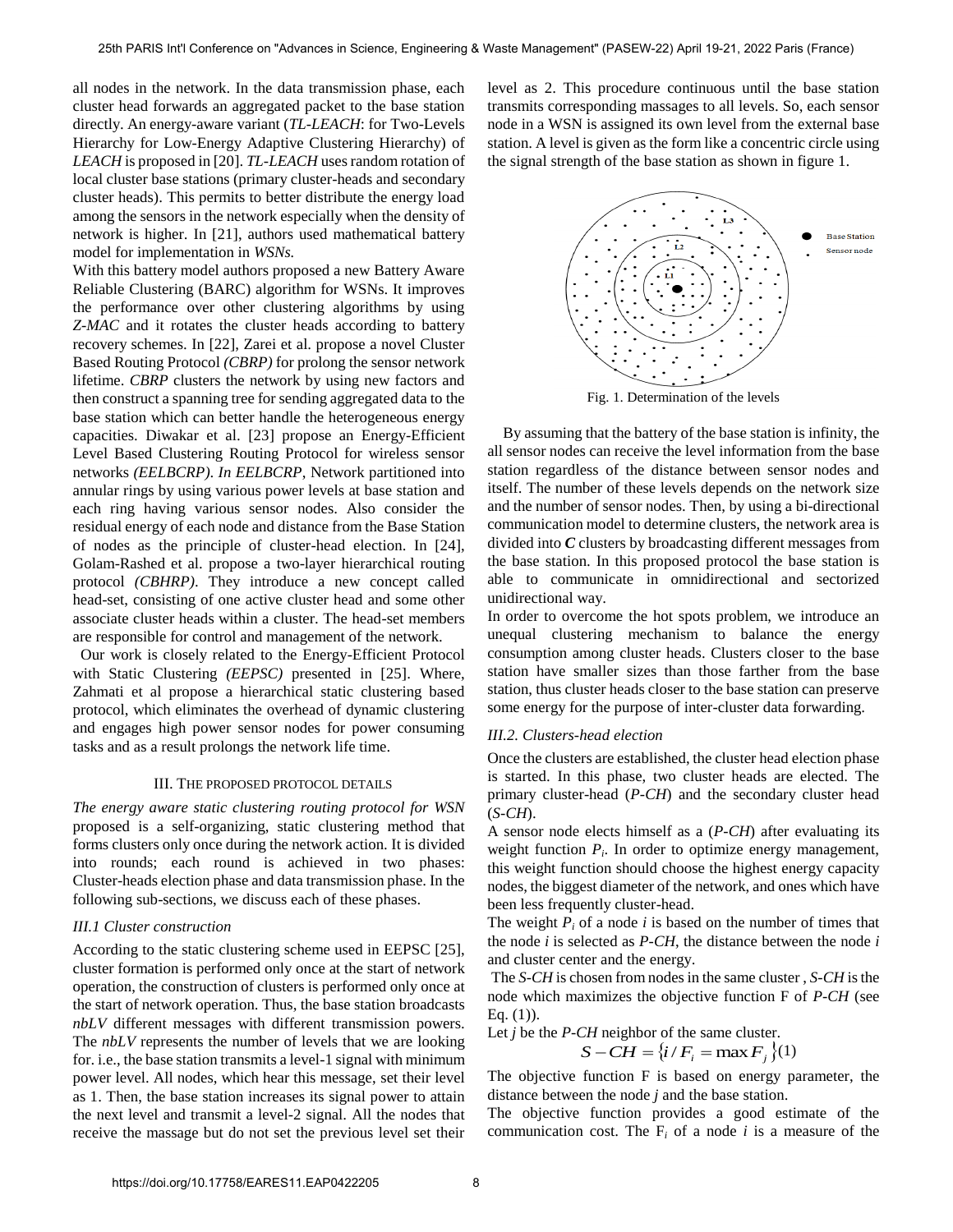all nodes in the network. In the data transmission phase, each cluster head forwards an aggregated packet to the base station directly. An energy-aware variant (*TL-LEACH*: for Two-Levels Hierarchy for Low-Energy Adaptive Clustering Hierarchy) of *LEACH* is proposed in [20]. *TL-LEACH* uses random rotation of local cluster base stations (primary cluster-heads and secondary cluster heads). This permits to better distribute the energy load among the sensors in the network especially when the density of network is higher. In [21], authors used mathematical battery model for implementation in *WSNs.*

With this battery model authors proposed a new Battery Aware Reliable Clustering (BARC) algorithm for WSNs. It improves the performance over other clustering algorithms by using *Z-MAC* and it rotates the cluster heads according to battery recovery schemes. In [22], Zarei et al. propose a novel Cluster Based Routing Protocol *(CBRP)* for prolong the sensor network lifetime. *CBRP* clusters the network by using new factors and then construct a spanning tree for sending aggregated data to the base station which can better handle the heterogeneous energy capacities. Diwakar et al. [23] propose an Energy-Efficient Level Based Clustering Routing Protocol for wireless sensor networks *(EELBCRP). In EELBCRP*, Network partitioned into annular rings by using various power levels at base station and each ring having various sensor nodes. Also consider the residual energy of each node and distance from the Base Station of nodes as the principle of cluster-head election. In [24], Golam-Rashed et al. propose a two-layer hierarchical routing protocol *(CBHRP)*. They introduce a new concept called head-set, consisting of one active cluster head and some other associate cluster heads within a cluster. The head-set members are responsible for control and management of the network.

Our work is closely related to the Energy-Efficient Protocol with Static Clustering *(EEPSC)* presented in [25]. Where, Zahmati et al propose a hierarchical static clustering based protocol, which eliminates the overhead of dynamic clustering and engages high power sensor nodes for power consuming tasks and as a result prolongs the network life time.

## III. The proposed protocol details

*The energy aware static clustering routing protocol for WSN* proposed is a self-organizing, static clustering method that forms clusters only once during the network action. It is divided into rounds; each round is achieved in two phases: Cluster-heads election phase and data transmission phase. In the following sub-sections, we discuss each of these phases.

### III.1 Cluster construction

According to the static clustering scheme used in EEPSC [25], cluster formation is performed only once at the start of network operation, the construction of clusters is performed only once at the start of network operation. Thus, the base station broadcasts *nbLV* different messages with different transmission powers. The *nbLV* represents the number of levels that we are looking for. i.e., the base station transmits a level-1 signal with minimum power level. All nodes, which hear this message, set their level as 1. Then, the base station increases its signal power to attain the next level and transmit a level-2 signal. All the nodes that receive the massage but do not set the previous level set their level as 2. This procedure continuous until the base station transmits corresponding massages to all levels. So, each sensor node in a WSN is assigned its own level from the external base station. A level is given as the form like a concentric circle using the signal strength of the base station as shown in figure 1.

Fig. 1. Determination of the levels

By assuming that the battery of the base station is infinity, the all sensor nodes can receive the level information from the base station regardless of the distance between sensor nodes and itself. The number of these levels depends on the network size and the number of sensor nodes. Then, by using a bi-directional communication model to determine clusters, the network area is divided into ***C*** clusters by broadcasting different messages from the base station. In this proposed protocol the base station is able to communicate in omnidirectional and sectorized unidirectional way.

In order to overcome the hot spots problem, we introduce an unequal clustering mechanism to balance the energy consumption among cluster heads. Clusters closer to the base station have smaller sizes than those farther from the base station, thus cluster heads closer to the base station can preserve some energy for the purpose of inter-cluster data forwarding.

### III.2. Clusters-head election

Once the clusters are established, the cluster head election phase is started. In this phase, two cluster heads are elected. The primary cluster-head (*P-CH*) and the secondary cluster head (*S-CH*).

A sensor node elects himself as a (*P-CH*) after evaluating its weight function $P_i$. In order to optimize energy management, this weight function should choose the highest energy capacity nodes, the biggest diameter of the network, and ones which have been less frequently cluster-head.

The weight $P_i$ of a node *i* is based on the number of times that the node *i* is selected as *P-CH*, the distance between the node *i* and cluster center and the energy.

The *S-CH* is chosen from nodes in the same cluster , *S-CH* is the node which maximizes the objective function F of *P-CH* (see Eq. (1)).

Let *j* be the *P-CH* neighbor of the same cluster.

$$S-CH = \{ i / F_i = \max F_j \} (1)$$

The objective function F is based on energy parameter, the distance between the node *j* and the base station.

The objective function provides a good estimate of the communication cost. The $F_i$ of a node *i* is a measure of the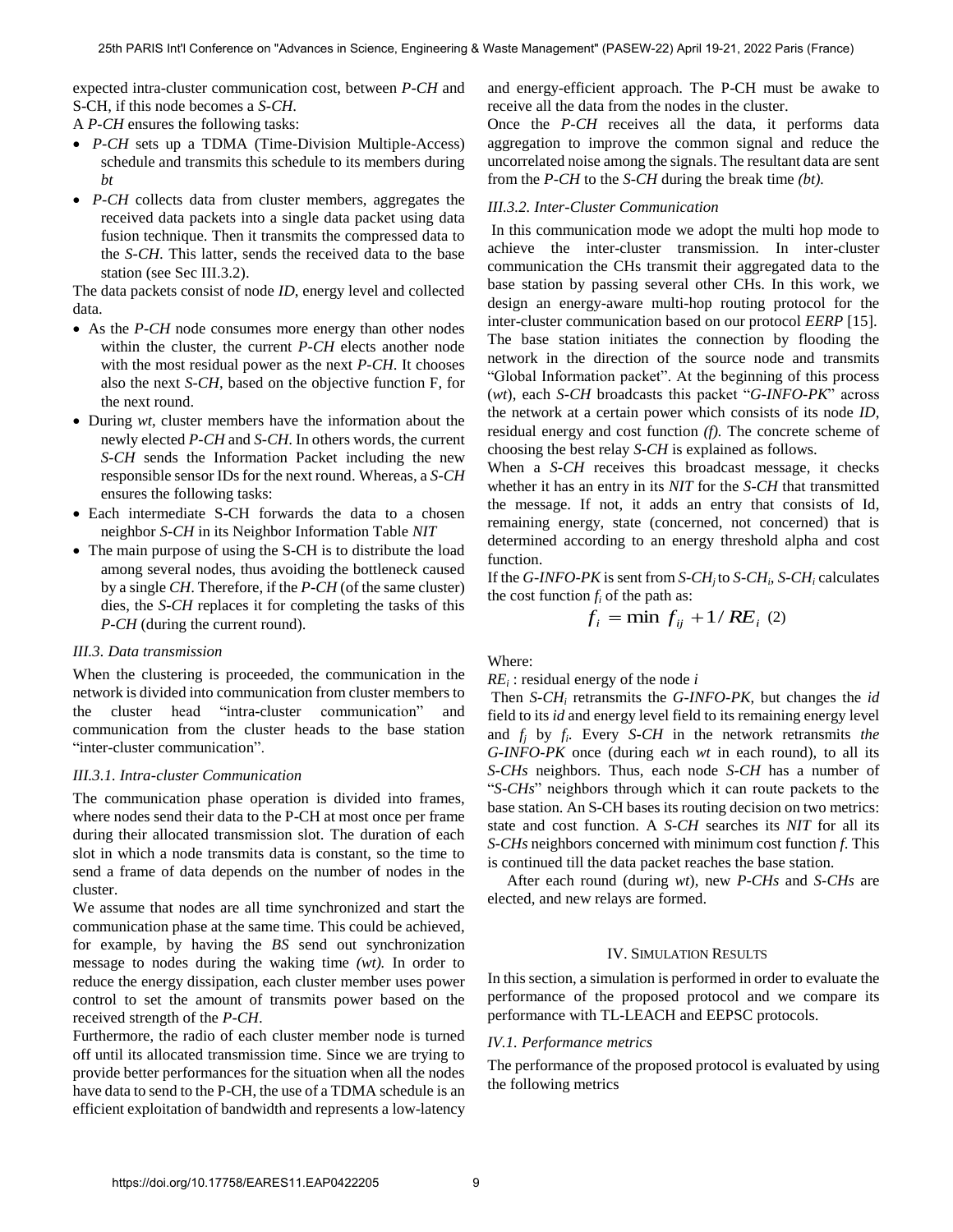expected intra-cluster communication cost, between *P-CH* and S-CH, if this node becomes a *S-CH*.

A *P-CH* ensures the following tasks:

- *P-CH* sets up a TDMA (Time-Division Multiple-Access) schedule and transmits this schedule to its members during *bt*
- *P-CH* collects data from cluster members, aggregates the received data packets into a single data packet using data fusion technique. Then it transmits the compressed data to the *S-CH*. This latter, sends the received data to the base station (see Sec III.3.2).

The data packets consist of node *ID*, energy level and collected data.

- As the *P-CH* node consumes more energy than other nodes within the cluster, the current *P-CH* elects another node with the most residual power as the next *P-CH*. It chooses also the next *S-CH*, based on the objective function F, for the next round.
- During *wt*, cluster members have the information about the newly elected *P-CH* and *S-CH*. In others words, the current *S-CH* sends the Information Packet including the new responsible sensor IDs for the next round. Whereas, a *S-CH* ensures the following tasks:
- Each intermediate S-CH forwards the data to a chosen neighbor *S-CH* in its Neighbor Information Table *NIT*
- The main purpose of using the S-CH is to distribute the load among several nodes, thus avoiding the bottleneck caused by a single *CH*. Therefore, if the *P-CH* (of the same cluster) dies, the *S-CH* replaces it for completing the tasks of this *P-CH* (during the current round).

### *III.3. Data transmission*

When the clustering is proceeded, the communication in the network is divided into communication from cluster members to the cluster head "intra-cluster communication" and communication from the cluster heads to the base station "inter-cluster communication".

#### *III.3.1. Intra-cluster Communication*

The communication phase operation is divided into frames, where nodes send their data to the P-CH at most once per frame during their allocated transmission slot. The duration of each slot in which a node transmits data is constant, so the time to send a frame of data depends on the number of nodes in the cluster.

We assume that nodes are all time synchronized and start the communication phase at the same time. This could be achieved, for example, by having the *BS* send out synchronization message to nodes during the waking time *(wt).* In order to reduce the energy dissipation, each cluster member uses power control to set the amount of transmits power based on the received strength of the *P-CH*.

Furthermore, the radio of each cluster member node is turned off until its allocated transmission time. Since we are trying to provide better performances for the situation when all the nodes have data to send to the P-CH, the use of a TDMA schedule is an efficient exploitation of bandwidth and represents a low-latency and energy-efficient approach. The P-CH must be awake to receive all the data from the nodes in the cluster.

Once the *P-CH* receives all the data, it performs data aggregation to improve the common signal and reduce the uncorrelated noise among the signals. The resultant data are sent from the *P-CH* to the *S-CH* during the break time *(bt).*

#### *III.3.2. Inter-Cluster Communication*

In this communication mode we adopt the multi hop mode to achieve the inter-cluster transmission. In inter-cluster communication the CHs transmit their aggregated data to the base station by passing several other CHs. In this work, we design an energy-aware multi-hop routing protocol for the inter-cluster communication based on our protocol *EERP* [15]. The base station initiates the connection by flooding the network in the direction of the source node and transmits "Global Information packet". At the beginning of this process (*wt*), each *S-CH* broadcasts this packet "*G-INFO-PK*" across the network at a certain power which consists of its node *ID*, residual energy and cost function *(f).* The concrete scheme of choosing the best relay *S-CH* is explained as follows.

When a *S-CH* receives this broadcast message, it checks whether it has an entry in its *NIT* for the *S-CH* that transmitted the message. If not, it adds an entry that consists of Id, remaining energy, state (concerned, not concerned) that is determined according to an energy threshold alpha and cost function.

If the *G-INFO-PK* is sent from $S\text{-}CH_j$ to $S\text{-}CH_i$, $S\text{-}CH_i$ calculates the cost function $f_i$ of the path as:

$$f_i = \min\ f_{ij} + 1/RE_i \quad (2)$$

Where:

$RE_i$ : residual energy of the node $i$

Then $S\text{-}CH_i$ retransmits the *G-INFO-PK*, but changes the *id* field to its *id* and energy level field to its remaining energy level and $f_j$ by $f_i$. Every *S-CH* in the network retransmits *the G-INFO-PK* once (during each *wt* in each round), to all its *S-CHs* neighbors. Thus, each node *S-CH* has a number of "*S-CHs*" neighbors through which it can route packets to the base station. An S-CH bases its routing decision on two metrics: state and cost function. A *S-CH* searches its *NIT* for all its *S-CHs* neighbors concerned with minimum cost function *f*. This is continued till the data packet reaches the base station.

After each round (during *wt*), new *P-CHs* and *S-CHs* are elected, and new relays are formed.

## IV. Simulation Results

In this section, a simulation is performed in order to evaluate the performance of the proposed protocol and we compare its performance with TL-LEACH and EEPSC protocols.

### *IV.1. Performance metrics*

The performance of the proposed protocol is evaluated by using the following metrics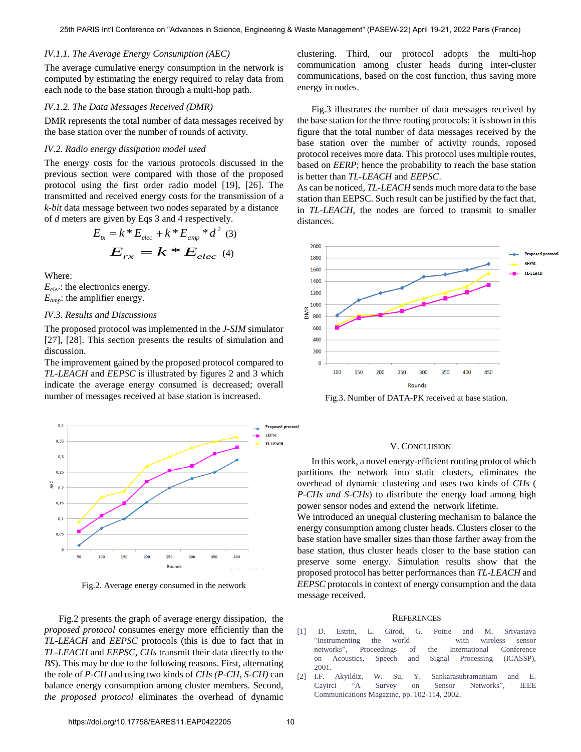### IV.1.1. The Average Energy Consumption (AEC)

The average cumulative energy consumption in the network is computed by estimating the energy required to relay data from each node to the base station through a multi-hop path.

### IV.1.2. The Data Messages Received (DMR)

DMR represents the total number of data messages received by the base station over the number of rounds of activity.

### IV.2. Radio energy dissipation model used

The energy costs for the various protocols discussed in the previous section were compared with those of the proposed protocol using the first order radio model [19], [26]. The transmitted and received energy costs for the transmission of a *k-bit* data message between two nodes separated by a distance of *d* meters are given by Eqs 3 and 4 respectively.

$$E_{tx} = k * E_{elec} + k * E_{amp} * d^2 \quad (3)$$

$$E_{rx} = k * E_{elec} \quad (4)$$

Where:
$E_{elec}$: the electronics energy.
$E_{amp}$: the amplifier energy.

### IV.3. Results and Discussions

The proposed protocol was implemented in the *J-SIM* simulator [27], [28]. This section presents the results of simulation and discussion.
The improvement gained by the proposed protocol compared to *TL-LEACH* and *EEPSC* is illustrated by figures 2 and 3 which indicate the average energy consumed is decreased; overall number of messages received at base station is increased.

Fig.2. Average energy consumed in the network

Fig.2 presents the graph of average energy dissipation, the *proposed protocol* consumes energy more efficiently than the *TL-LEACH* and *EEPSC* protocols (this is due to fact that in *TL-LEACH* and *EEPSC*, *CHs* transmit their data directly to the *BS*). This may be due to the following reasons. First, alternating the role of *P-CH* and using two kinds of *CHs (P-CH, S-CH)* can balance energy consumption among cluster members. Second, *the proposed protocol* eliminates the overhead of dynamic clustering. Third, our protocol adopts the multi-hop communication among cluster heads during inter-cluster communications, based on the cost function, thus saving more energy in nodes.

Fig.3 illustrates the number of data messages received by the base station for the three routing protocols; it is shown in this figure that the total number of data messages received by the base station over the number of activity rounds, roposed protocol receives more data. This protocol uses multiple routes, based on *EERP*; hence the probability to reach the base station is better than *TL-LEACH* and *EEPSC*.
As can be noticed, *TL-LEACH* sends much more data to the base station than EEPSC. Such result can be justified by the fact that, in *TL-LEACH*, the nodes are forced to transmit to smaller distances.

Fig.3. Number of DATA-PK received at base station.

## V. Conclusion

In this work, a novel energy-efficient routing protocol which partitions the network into static clusters, eliminates the overhead of dynamic clustering and uses two kinds of *CHs* ( *P-CHs and S-CHs*) to distribute the energy load among high power sensor nodes and extend the network lifetime.
We introduced an unequal clustering mechanism to balance the energy consumption among cluster heads. Clusters closer to the base station have smaller sizes than those farther away from the base station, thus cluster heads closer to the base station can preserve some energy. Simulation results show that the proposed protocol has better performances than *TL-LEACH* and *EEPSC* protocols in context of energy consumption and the data message received.

## References

[1] D. Estrin, L. Girod, G. Pottie and M. Srivastava "Instrumenting the world with wireless sensor networks", Proceedings of the International Conference on Acoustics, Speech and Signal Processing (ICASSP), 2001.

[2] I.F. Akyildiz, W. Su, Y. Sankarasubramaniam and E. Cayirci "A Survey on Sensor Networks", IEEE Communications Magazine, pp. 102-114, 2002.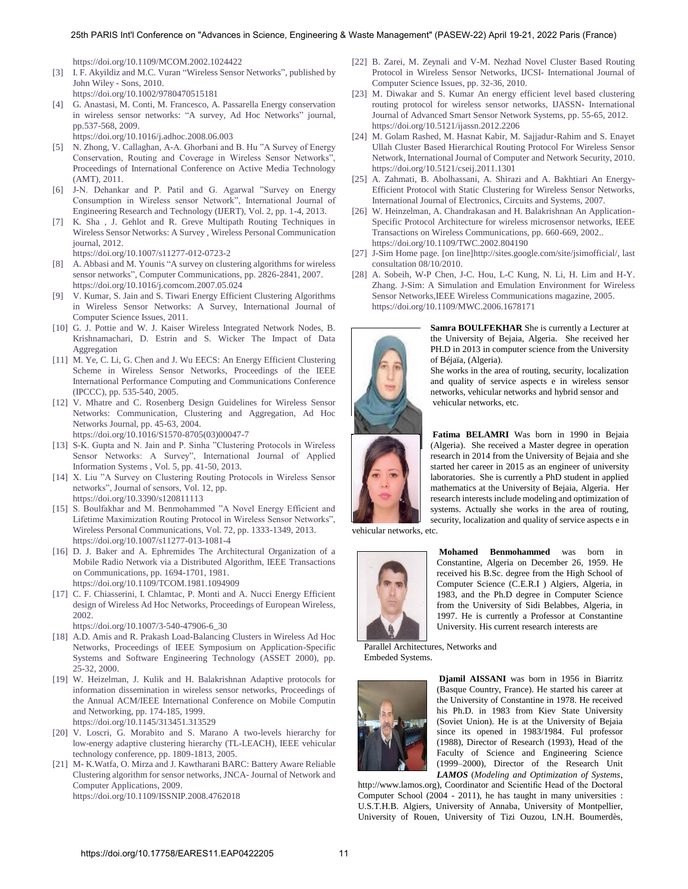https://doi.org/10.1109/MCOM.2002.1024422

[3] I. F. Akyildiz and M.C. Vuran "Wireless Sensor Networks", published by John Wiley - Sons, 2010. https://doi.org/10.1002/9780470515181

[4] G. Anastasi, M. Conti, M. Francesco, A. Passarella Energy conservation in wireless sensor networks: "A survey, Ad Hoc Networks" journal, pp.537-568, 2009. https://doi.org/10.1016/j.adhoc.2008.06.003

[5] N. Zhong, V. Callaghan, A-A. Ghorbani and B. Hu "A Survey of Energy Conservation, Routing and Coverage in Wireless Sensor Networks", Proceedings of International Conference on Active Media Technology (AMT), 2011.

[6] J-N. Dehankar and P. Patil and G. Agarwal "Survey on Energy Consumption in Wireless sensor Network", International Journal of Engineering Research and Technology (IJERT), Vol. 2, pp. 1-4, 2013.

[7] K. Sha , J. Gehlot and R. Greve Multipath Routing Techniques in Wireless Sensor Networks: A Survey , Wireless Personal Communication journal, 2012. https://doi.org/10.1007/s11277-012-0723-2

[8] A. Abbasi and M. Younis "A survey on clustering algorithms for wireless sensor networks", Computer Communications, pp. 2826-2841, 2007. https://doi.org/10.1016/j.comcom.2007.05.024

[9] V. Kumar, S. Jain and S. Tiwari Energy Efficient Clustering Algorithms in Wireless Sensor Networks: A Survey, International Journal of Computer Science Issues, 2011.

[10] G. J. Pottie and W. J. Kaiser Wireless Integrated Network Nodes, B. Krishnamachari, D. Estrin and S. Wicker The Impact of Data Aggregation

[11] M. Ye, C. Li, G. Chen and J. Wu EECS: An Energy Efficient Clustering Scheme in Wireless Sensor Networks, Proceedings of the IEEE International Performance Computing and Communications Conference (IPCCC), pp. 535-540, 2005.

[12] V. Mhatre and C. Rosenberg Design Guidelines for Wireless Sensor Networks: Communication, Clustering and Aggregation, Ad Hoc Networks Journal, pp. 45-63, 2004. https://doi.org/10.1016/S1570-8705(03)00047-7

[13] S-K. Gupta and N. Jain and P. Sinha "Clustering Protocols in Wireless Sensor Networks: A Survey", International Journal of Applied Information Systems , Vol. 5, pp. 41-50, 2013.

[14] X. Liu "A Survey on Clustering Routing Protocols in Wireless Sensor networks", Journal of sensors, Vol. 12, pp. https://doi.org/10.3390/s120811113

[15] S. Boulfakhar and M. Benmohammed "A Novel Energy Efficient and Lifetime Maximization Routing Protocol in Wireless Sensor Networks", Wireless Personal Communications, Vol. 72, pp. 1333-1349, 2013. https://doi.org/10.1007/s11277-013-1081-4

[16] D. J. Baker and A. Ephremides The Architectural Organization of a Mobile Radio Network via a Distributed Algorithm, IEEE Transactions on Communications, pp. 1694-1701, 1981. https://doi.org/10.1109/TCOM.1981.1094909

[17] C. F. Chiasserini, I. Chlamtac, P. Monti and A. Nucci Energy Efficient design of Wireless Ad Hoc Networks, Proceedings of European Wireless, 2002. https://doi.org/10.1007/3-540-47906-6_30

[18] A.D. Amis and R. Prakash Load-Balancing Clusters in Wireless Ad Hoc Networks, Proceedings of IEEE Symposium on Application-Specific Systems and Software Engineering Technology (ASSET 2000), pp. 25-32, 2000.

[19] W. Heizelman, J. Kulik and H. Balakrishnan Adaptive protocols for information dissemination in wireless sensor networks, Proceedings of the Annual ACM/IEEE International Conference on Mobile Computin and Networking, pp. 174-185, 1999. https://doi.org/10.1145/313451.313529

[20] V. Loscri, G. Morabito and S. Marano A two-levels hierarchy for low-energy adaptive clustering hierarchy (TL-LEACH), IEEE vehicular technology conference, pp. 1809-1813, 2005.

[21] M- K.Watfa, O. Mirza and J. Kawtharani BARC: Battery Aware Reliable Clustering algorithm for sensor networks, JNCA- Journal of Network and Computer Applications, 2009. https://doi.org/10.1109/ISSNIP.2008.4762018

[22] B. Zarei, M. Zeynali and V-M. Nezhad Novel Cluster Based Routing Protocol in Wireless Sensor Networks, IJCSI- International Journal of Computer Science Issues, pp. 32-36, 2010.

[23] M. Diwakar and S. Kumar An energy efficient level based clustering routing protocol for wireless sensor networks, IJASSN- International Journal of Advanced Smart Sensor Network Systems, pp. 55-65, 2012. https://doi.org/10.5121/ijassn.2012.2206

[24] M. Golam Rashed, M. Hasnat Kabir, M. Sajjadur-Rahim and S. Enayet Ullah Cluster Based Hierarchical Routing Protocol For Wireless Sensor Network, International Journal of Computer and Network Security, 2010. https://doi.org/10.5121/cseij.2011.1301

[25] A. Zahmati, B. Abolhassani, A. Shirazi and A. Bakhtiari An Energy-Efficient Protocol with Static Clustering for Wireless Sensor Networks, International Journal of Electronics, Circuits and Systems, 2007.

[26] W. Heinzelman, A. Chandrakasan and H. Balakrishnan An Application-Specific Protocol Architecture for wireless microsensor networks, IEEE Transactions on Wireless Communications, pp. 660-669, 2002.. https://doi.org/10.1109/TWC.2002.804190

[27] J-Sim Home page. [on line]http://sites.google.com/site/jsimofficial/, last consultation 08/10/2010.

[28] A. Sobeih, W-P Chen, J-C. Hou, L-C Kung, N. Li, H. Lim and H-Y. Zhang. J-Sim: A Simulation and Emulation Environment for Wireless Sensor Networks,IEEE Wireless Communications magazine, 2005. https://doi.org/10.1109/MWC.2006.1678171

**Samra BOULFEKHAR** She is currently a Lecturer at the University of Bejaia, Algeria. She received her PH.D in 2013 in computer science from the University of Béjaïa, (Algeria).
She works in the area of routing, security, localization and quality of service aspects e in wireless sensor networks, vehicular networks and hybrid sensor and vehicular networks, etc.

**Fatima BELAMRI** Was born in 1990 in Bejaia (Algeria). She received a Master degree in operation research in 2014 from the University of Bejaia and she started her career in 2015 as an engineer of university laboratories. She is currently a PhD student in applied mathematics at the University of Bejaia, Algeria. Her research interests include modeling and optimization of systems. Actually she works in the area of routing, security, localization and quality of service aspects e in vehicular networks, etc.

**Mohamed Benmohammed** was born in Constantine, Algeria on December 26, 1959. He received his B.Sc. degree from the High School of Computer Science (C.E.R.I ) Algiers, Algeria, in 1983, and the Ph.D degree in Computer Science from the University of Sidi Belabbes, Algeria, in 1997. He is currently a Professor at Constantine University. His current research interests are Parallel Architectures, Networks and Embeded Systems.

**Djamil AISSANI** was born in 1956 in Biarritz (Basque Country, France). He started his career at the University of Constantine in 1978. He received his Ph.D. in 1983 from Kiev State University (Soviet Union). He is at the University of Bejaia since its opened in 1983/1984. Ful professor (1988), Director of Research (1993), Head of the Faculty of Science and Engineering Science (1999–2000), Director of the Research Unit ***LAMOS*** (*Modeling and Optimization of Systems*, http://www.lamos.org), Coordinator and Scientific Head of the Doctoral Computer School (2004 - 2011), he has taught in many universities : U.S.T.H.B. Algiers, University of Annaba, University of Montpellier, University of Rouen, University of Tizi Ouzou, I.N.H. Boumerdès,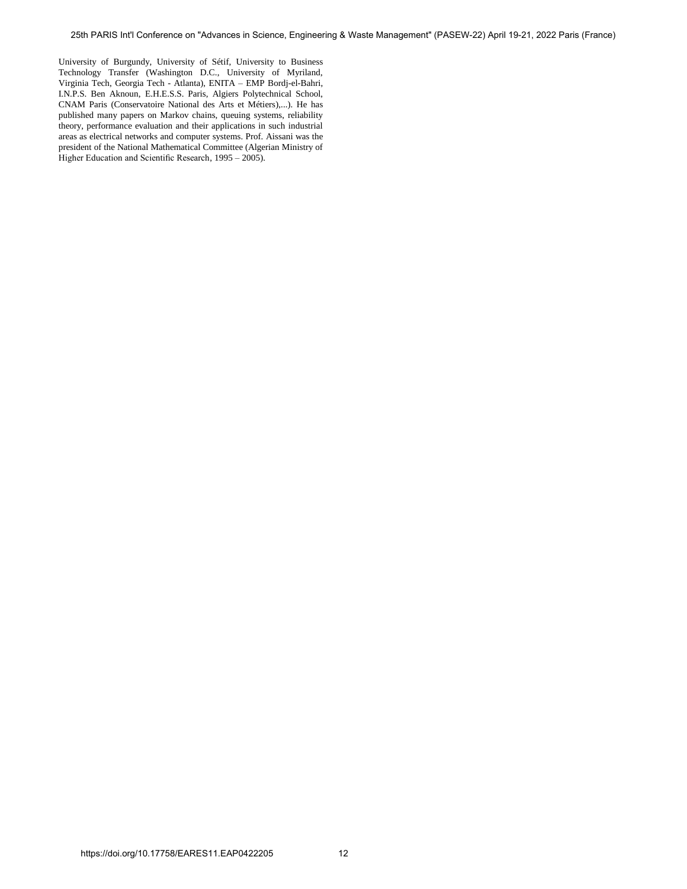University of Burgundy, University of Sétif, University to Business Technology Transfer (Washington D.C., University of Myriland, Virginia Tech, Georgia Tech - Atlanta), ENITA – EMP Bordj-el-Bahri, I.N.P.S. Ben Aknoun, E.H.E.S.S. Paris, Algiers Polytechnical School, CNAM Paris (Conservatoire National des Arts et Métiers),...). He has published many papers on Markov chains, queuing systems, reliability theory, performance evaluation and their applications in such industrial areas as electrical networks and computer systems. Prof. Aissani was the president of the National Mathematical Committee (Algerian Ministry of Higher Education and Scientific Research, 1995 – 2005).